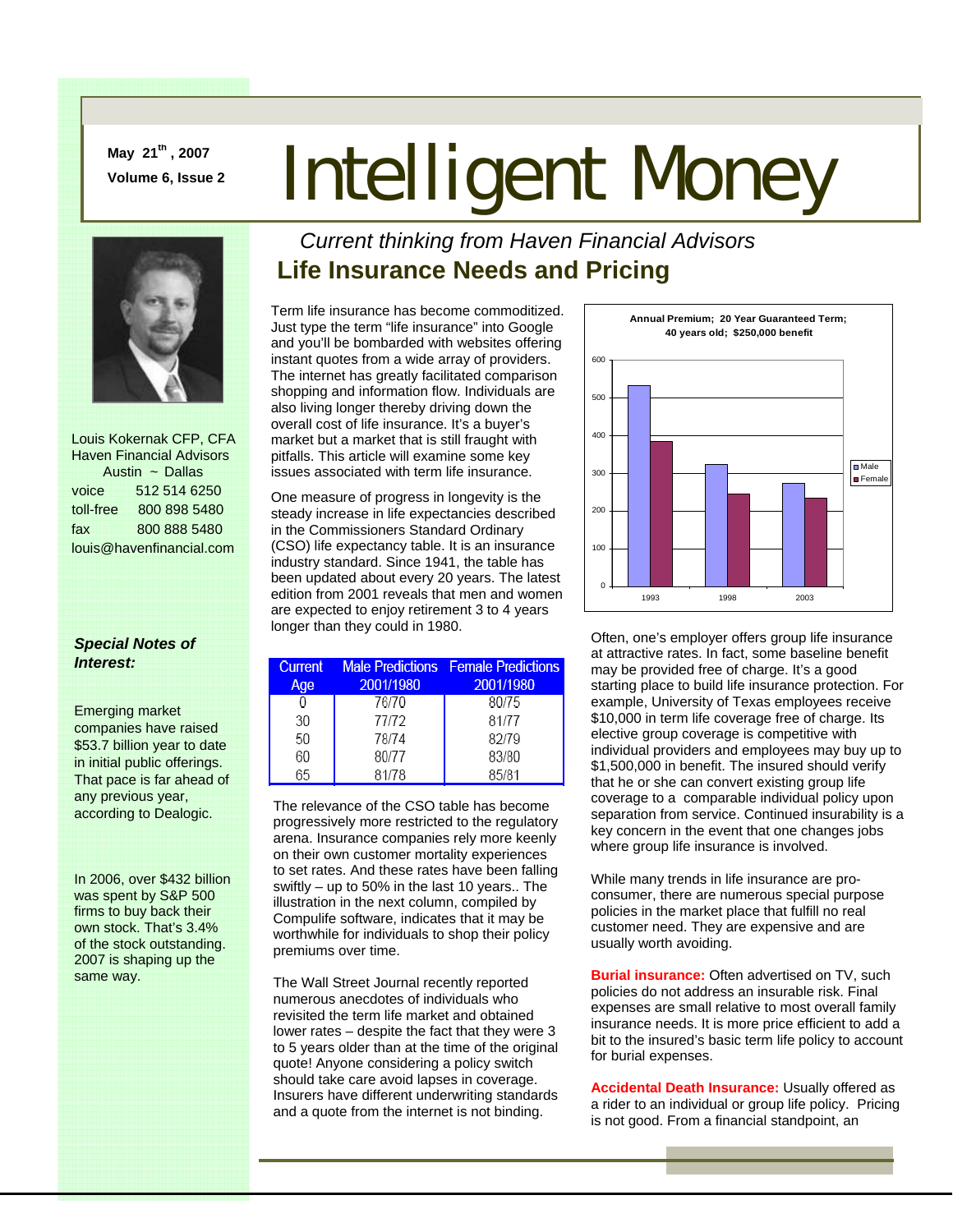May 21th, 2007
Volume 6, Issue 2

# Intelligent Money

*Current thinking from Haven Financial Advisors*

## Life Insurance Needs and Pricing

Term life insurance has become commoditized. Just type the term "life insurance" into Google and you'll be bombarded with websites offering instant quotes from a wide array of providers. The internet has greatly facilitated comparison shopping and information flow. Individuals are also living longer thereby driving down the overall cost of life insurance. It's a buyer's market but a market that is still fraught with pitfalls. This article will examine some key issues associated with term life insurance.

One measure of progress in longevity is the steady increase in life expectancies described in the Commissioners Standard Ordinary (CSO) life expectancy table. It is an insurance industry standard. Since 1941, the table has been updated about every 20 years. The latest edition from 2001 reveals that men and women are expected to enjoy retirement 3 to 4 years longer than they could in 1980.

| Current Age | Male Predictions 2001/1980 | Female Predictions 2001/1980 |
|---|---|---|
| 0 | 76/70 | 80/75 |
| 30 | 77/72 | 81/77 |
| 50 | 78/74 | 82/79 |
| 60 | 80/77 | 83/80 |
| 65 | 81/78 | 85/81 |

The relevance of the CSO table has become progressively more restricted to the regulatory arena. Insurance companies rely more keenly on their own customer mortality experiences to set rates. And these rates have been falling swiftly – up to 50% in the last 10 years.. The illustration in the next column, compiled by Compulife software, indicates that it may be worthwhile for individuals to shop their policy premiums over time.

The Wall Street Journal recently reported numerous anecdotes of individuals who revisited the term life market and obtained lower rates – despite the fact that they were 3 to 5 years older than at the time of the original quote! Anyone considering a policy switch should take care avoid lapses in coverage. Insurers have different underwriting standards and a quote from the internet is not binding.

**Annual Premium; 20 Year Guaranteed Term; 40 years old; $250,000 benefit**

| Year | Male | Female |
|---|---|---|
| 1993 | ~530 | ~385 |
| 1998 | ~325 | ~245 |
| 2003 | ~275 | ~235 |

Often, one's employer offers group life insurance at attractive rates. In fact, some baseline benefit may be provided free of charge. It's a good starting place to build life insurance protection. For example, University of Texas employees receive $10,000 in term life coverage free of charge. Its elective group coverage is competitive with individual providers and employees may buy up to $1,500,000 in benefit. The insured should verify that he or she can convert existing group life coverage to a comparable individual policy upon separation from service. Continued insurability is a key concern in the event that one changes jobs where group life insurance is involved.

While many trends in life insurance are pro-consumer, there are numerous special purpose policies in the market place that fulfill no real customer need. They are expensive and are usually worth avoiding.

**Burial insurance:** Often advertised on TV, such policies do not address an insurable risk. Final expenses are small relative to most overall family insurance needs. It is more price efficient to add a bit to the insured's basic term life policy to account for burial expenses.

**Accidental Death Insurance:** Usually offered as a rider to an individual or group life policy. Pricing is not good. From a financial standpoint, an

---

Louis Kokernak CFP, CFA
Haven Financial Advisors
Austin ~ Dallas
voice 512 514 6250
toll-free 800 898 5480
fax 800 888 5480
louis@havenfinancial.com

***Special Notes of Interest:***

Emerging market companies have raised $53.7 billion year to date in initial public offerings. That pace is far ahead of any previous year, according to Dealogic.

In 2006, over $432 billion was spent by S&P 500 firms to buy back their own stock. That's 3.4% of the stock outstanding. 2007 is shaping up the same way.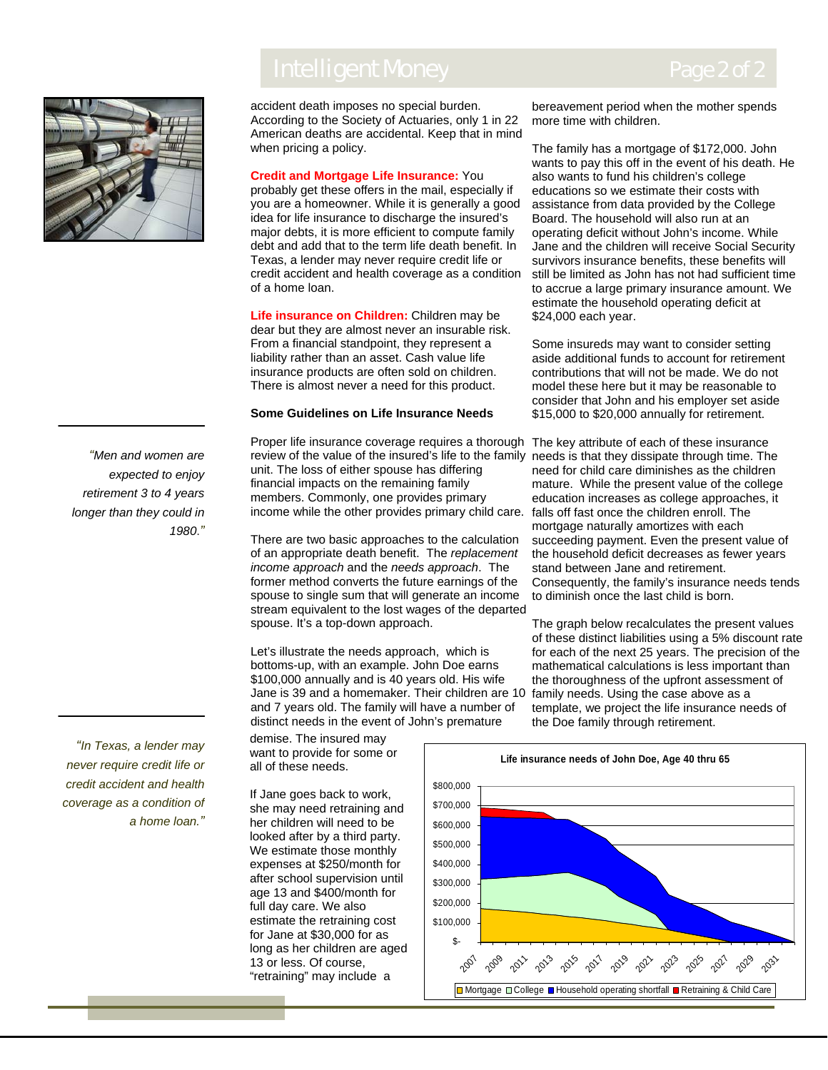accident death imposes no special burden. According to the Society of Actuaries, only 1 in 22 American deaths are accidental. Keep that in mind when pricing a policy.

**Credit and Mortgage Life Insurance:** You probably get these offers in the mail, especially if you are a homeowner. While it is generally a good idea for life insurance to discharge the insured's major debts, it is more efficient to compute family debt and add that to the term life death benefit. In Texas, a lender may never require credit life or credit accident and health coverage as a condition of a home loan.

**Life insurance on Children:** Children may be dear but they are almost never an insurable risk. From a financial standpoint, they represent a liability rather than an asset. Cash value life insurance products are often sold on children. There is almost never a need for this product.

### Some Guidelines on Life Insurance Needs

Proper life insurance coverage requires a thorough review of the value of the insured's life to the family unit. The loss of either spouse has differing financial impacts on the remaining family members. Commonly, one provides primary income while the other provides primary child care.

There are two basic approaches to the calculation of an appropriate death benefit. The *replacement income approach* and the *needs approach*. The former method converts the future earnings of the spouse to single sum that will generate an income stream equivalent to the lost wages of the departed spouse. It's a top-down approach.

Let's illustrate the needs approach, which is bottoms-up, with an example. John Doe earns \$100,000 annually and is 40 years old. His wife Jane is 39 and a homemaker. Their children are 10 and 7 years old. The family will have a number of distinct needs in the event of John's premature demise. The insured may want to provide for some or all of these needs.

If Jane goes back to work, she may need retraining and her children will need to be looked after by a third party. We estimate those monthly expenses at \$250/month for after school supervision until age 13 and \$400/month for full day care. We also estimate the retraining cost for Jane at \$30,000 for as long as her children are aged 13 or less. Of course, "retraining" may include a bereavement period when the mother spends more time with children.

The family has a mortgage of \$172,000. John wants to pay this off in the event of his death. He also wants to fund his children's college educations so we estimate their costs with assistance from data provided by the College Board. The household will also run at an operating deficit without John's income. While Jane and the children will receive Social Security survivors insurance benefits, these benefits will still be limited as John has not had sufficient time to accrue a large primary insurance amount. We estimate the household operating deficit at \$24,000 each year.

Some insureds may want to consider setting aside additional funds to account for retirement contributions that will not be made. We do not model these here but it may be reasonable to consider that John and his employer set aside \$15,000 to \$20,000 annually for retirement.

The key attribute of each of these insurance needs is that they dissipate through time. The need for child care diminishes as the children mature. While the present value of the college education increases as college approaches, it falls off fast once the children enroll. The mortgage naturally amortizes with each succeeding payment. Even the present value of the household deficit decreases as fewer years stand between Jane and retirement. Consequently, the family's insurance needs tends to diminish once the last child is born.

The graph below recalculates the present values of these distinct liabilities using a 5% discount rate for each of the next 25 years. The precision of the mathematical calculations is less important than the thoroughness of the upfront assessment of family needs. Using the case above as a template, we project the life insurance needs of the Doe family through retirement.

Life insurance needs of John Doe, Age 40 thru 65

\$800,000
\$700,000
\$600,000
\$500,000
\$400,000
\$300,000
\$200,000
\$100,000
\$-

2007 2009 2011 2013 2015 2017 2019 2021 2023 2025 2027 2029 2031

Mortgage | College | Household operating shortfall | Retraining & Child Care

*"Men and women are expected to enjoy retirement 3 to 4 years longer than they could in 1980."*

*"In Texas, a lender may never require credit life or credit accident and health coverage as a condition of a home loan."*